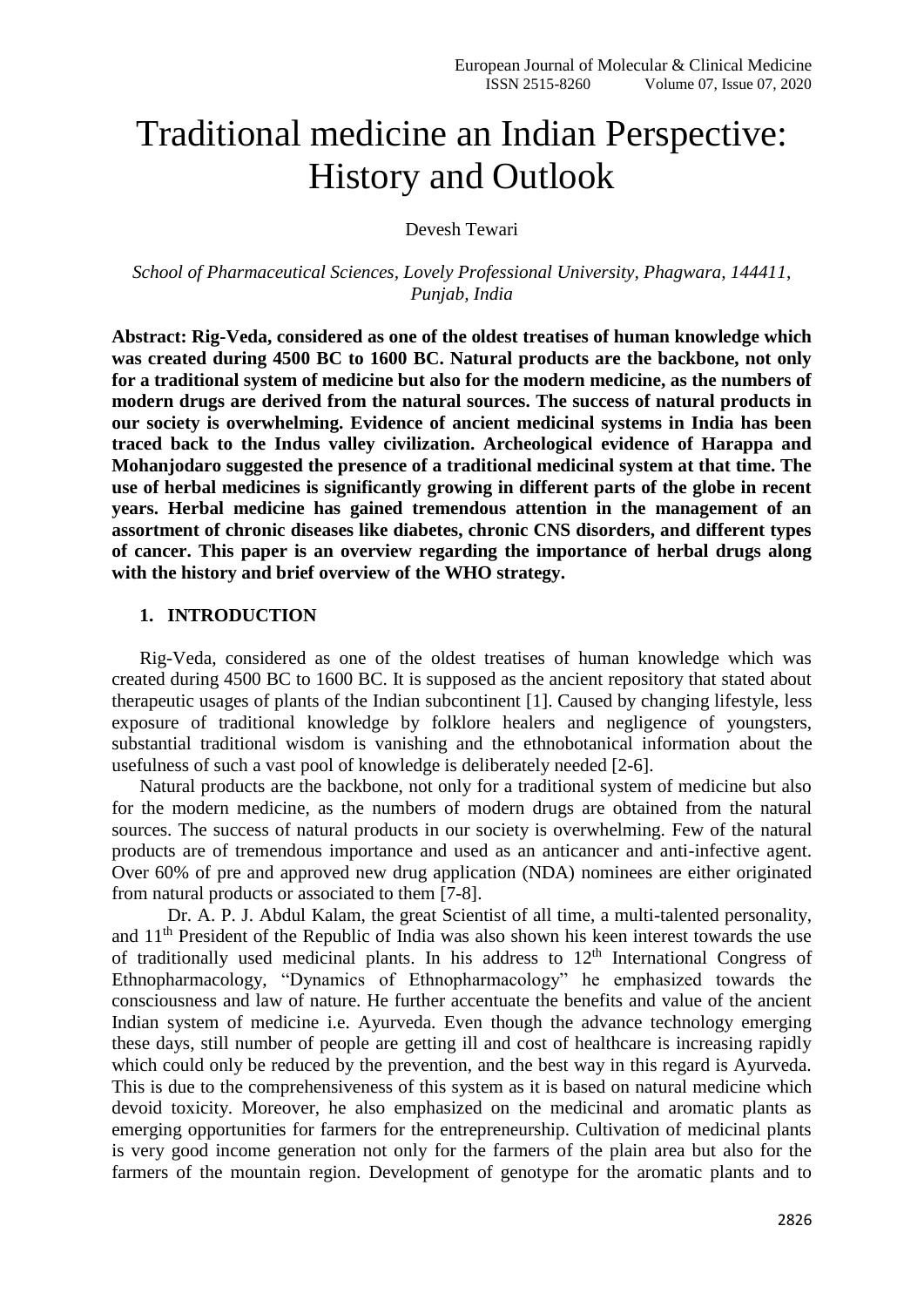# Traditional medicine an Indian Perspective: History and Outlook

Devesh Tewari

*School of Pharmaceutical Sciences, Lovely Professional University, Phagwara, 144411, Punjab, India*

**Abstract: Rig-Veda, considered as one of the oldest treatises of human knowledge which was created during 4500 BC to 1600 BC. Natural products are the backbone, not only for a traditional system of medicine but also for the modern medicine, as the numbers of modern drugs are derived from the natural sources. The success of natural products in our society is overwhelming. Evidence of ancient medicinal systems in India has been traced back to the Indus valley civilization. Archeological evidence of Harappa and Mohanjodaro suggested the presence of a traditional medicinal system at that time. The use of herbal medicines is significantly growing in different parts of the globe in recent years. Herbal medicine has gained tremendous attention in the management of an assortment of chronic diseases like diabetes, chronic CNS disorders, and different types of cancer. This paper is an overview regarding the importance of herbal drugs along with the history and brief overview of the WHO strategy.**

## 1. INTRODUCTION

Rig-Veda, considered as one of the oldest treatises of human knowledge which was created during 4500 BC to 1600 BC. It is supposed as the ancient repository that stated about therapeutic usages of plants of the Indian subcontinent [1]. Caused by changing lifestyle, less exposure of traditional knowledge by folklore healers and negligence of youngsters, substantial traditional wisdom is vanishing and the ethnobotanical information about the usefulness of such a vast pool of knowledge is deliberately needed [2-6].

Natural products are the backbone, not only for a traditional system of medicine but also for the modern medicine, as the numbers of modern drugs are obtained from the natural sources. The success of natural products in our society is overwhelming. Few of the natural products are of tremendous importance and used as an anticancer and anti-infective agent. Over 60% of pre and approved new drug application (NDA) nominees are either originated from natural products or associated to them [7-8].

Dr. A. P. J. Abdul Kalam, the great Scientist of all time, a multi-talented personality, and 11th President of the Republic of India was also shown his keen interest towards the use of traditionally used medicinal plants. In his address to 12th International Congress of Ethnopharmacology, "Dynamics of Ethnopharmacology" he emphasized towards the consciousness and law of nature. He further accentuate the benefits and value of the ancient Indian system of medicine i.e. Ayurveda. Even though the advance technology emerging these days, still number of people are getting ill and cost of healthcare is increasing rapidly which could only be reduced by the prevention, and the best way in this regard is Ayurveda. This is due to the comprehensiveness of this system as it is based on natural medicine which devoid toxicity. Moreover, he also emphasized on the medicinal and aromatic plants as emerging opportunities for farmers for the entrepreneurship. Cultivation of medicinal plants is very good income generation not only for the farmers of the plain area but also for the farmers of the mountain region. Development of genotype for the aromatic plants and to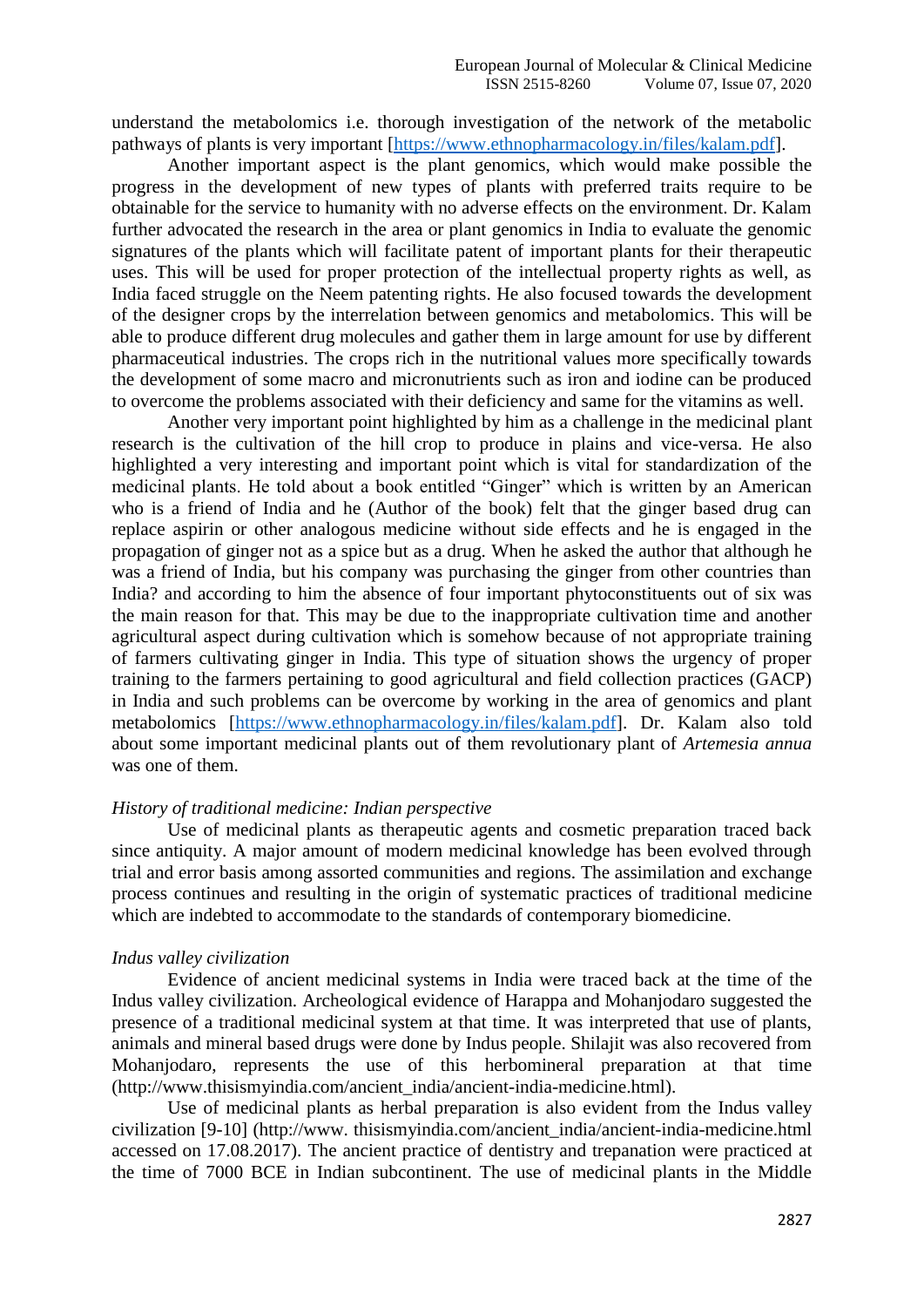understand the metabolomics i.e. thorough investigation of the network of the metabolic pathways of plants is very important [https://www.ethnopharmacology.in/files/kalam.pdf].

Another important aspect is the plant genomics, which would make possible the progress in the development of new types of plants with preferred traits require to be obtainable for the service to humanity with no adverse effects on the environment. Dr. Kalam further advocated the research in the area or plant genomics in India to evaluate the genomic signatures of the plants which will facilitate patent of important plants for their therapeutic uses. This will be used for proper protection of the intellectual property rights as well, as India faced struggle on the Neem patenting rights. He also focused towards the development of the designer crops by the interrelation between genomics and metabolomics. This will be able to produce different drug molecules and gather them in large amount for use by different pharmaceutical industries. The crops rich in the nutritional values more specifically towards the development of some macro and micronutrients such as iron and iodine can be produced to overcome the problems associated with their deficiency and same for the vitamins as well.

Another very important point highlighted by him as a challenge in the medicinal plant research is the cultivation of the hill crop to produce in plains and vice-versa. He also highlighted a very interesting and important point which is vital for standardization of the medicinal plants. He told about a book entitled "Ginger" which is written by an American who is a friend of India and he (Author of the book) felt that the ginger based drug can replace aspirin or other analogous medicine without side effects and he is engaged in the propagation of ginger not as a spice but as a drug. When he asked the author that although he was a friend of India, but his company was purchasing the ginger from other countries than India? and according to him the absence of four important phytoconstituents out of six was the main reason for that. This may be due to the inappropriate cultivation time and another agricultural aspect during cultivation which is somehow because of not appropriate training of farmers cultivating ginger in India. This type of situation shows the urgency of proper training to the farmers pertaining to good agricultural and field collection practices (GACP) in India and such problems can be overcome by working in the area of genomics and plant metabolomics [https://www.ethnopharmacology.in/files/kalam.pdf]. Dr. Kalam also told about some important medicinal plants out of them revolutionary plant of *Artemesia annua* was one of them.

*History of traditional medicine: Indian perspective*

Use of medicinal plants as therapeutic agents and cosmetic preparation traced back since antiquity. A major amount of modern medicinal knowledge has been evolved through trial and error basis among assorted communities and regions. The assimilation and exchange process continues and resulting in the origin of systematic practices of traditional medicine which are indebted to accommodate to the standards of contemporary biomedicine.

*Indus valley civilization*

Evidence of ancient medicinal systems in India were traced back at the time of the Indus valley civilization. Archeological evidence of Harappa and Mohanjodaro suggested the presence of a traditional medicinal system at that time. It was interpreted that use of plants, animals and mineral based drugs were done by Indus people. Shilajit was also recovered from Mohanjodaro, represents the use of this herbomineral preparation at that time (http://www.thisismyindia.com/ancient_india/ancient-india-medicine.html).

Use of medicinal plants as herbal preparation is also evident from the Indus valley civilization [9-10] (http://www. thisismyindia.com/ancient_india/ancient-india-medicine.html accessed on 17.08.2017). The ancient practice of dentistry and trepanation were practiced at the time of 7000 BCE in Indian subcontinent. The use of medicinal plants in the Middle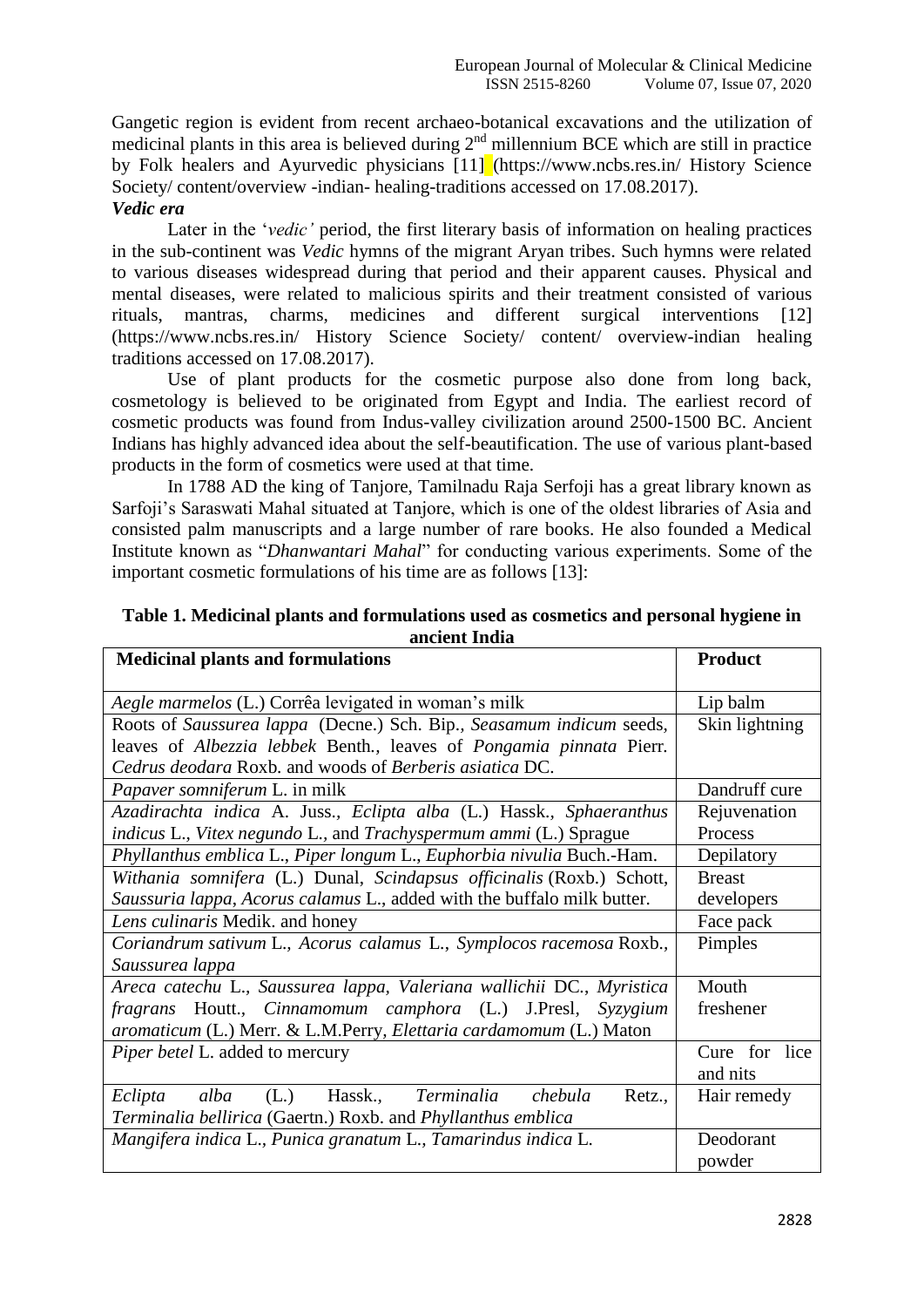Gangetic region is evident from recent archaeo-botanical excavations and the utilization of medicinal plants in this area is believed during 2nd millennium BCE which are still in practice by Folk healers and Ayurvedic physicians [11] (https://www.ncbs.res.in/ History Science Society/ content/overview -indian- healing-traditions accessed on 17.08.2017).

***Vedic era***

Later in the '*vedic'* period, the first literary basis of information on healing practices in the sub-continent was *Vedic* hymns of the migrant Aryan tribes. Such hymns were related to various diseases widespread during that period and their apparent causes. Physical and mental diseases, were related to malicious spirits and their treatment consisted of various rituals, mantras, charms, medicines and different surgical interventions [12] (https://www.ncbs.res.in/ History Science Society/ content/ overview-indian healing traditions accessed on 17.08.2017).

Use of plant products for the cosmetic purpose also done from long back, cosmetology is believed to be originated from Egypt and India. The earliest record of cosmetic products was found from Indus-valley civilization around 2500-1500 BC. Ancient Indians has highly advanced idea about the self-beautification. The use of various plant-based products in the form of cosmetics were used at that time.

In 1788 AD the king of Tanjore, Tamilnadu Raja Serfoji has a great library known as Sarfoji's Saraswati Mahal situated at Tanjore, which is one of the oldest libraries of Asia and consisted palm manuscripts and a large number of rare books. He also founded a Medical Institute known as "*Dhanwantari Mahal*" for conducting various experiments. Some of the important cosmetic formulations of his time are as follows [13]:

**Table 1. Medicinal plants and formulations used as cosmetics and personal hygiene in ancient India**

| **Medicinal plants and formulations** | **Product** |
|---|---|
| *Aegle marmelos* (L.) Corrêa levigated in woman's milk | Lip balm |
| Roots of *Saussurea lappa* (Decne.) Sch. Bip., *Seasamum indicum* seeds, leaves of *Albezzia lebbek* Benth., leaves of *Pongamia pinnata* Pierr. *Cedrus deodara* Roxb. and woods of *Berberis asiatica* DC. | Skin lightning |
| *Papaver somniferum* L. in milk | Dandruff cure |
| *Azadirachta indica* A. Juss., *Eclipta alba* (L.) Hassk., *Sphaeranthus indicus* L., *Vitex negundo* L., and *Trachyspermum ammi* (L.) Sprague | Rejuvenation Process |
| *Phyllanthus emblica* L., *Piper longum* L., *Euphorbia nivulia* Buch.-Ham. | Depilatory |
| *Withania somnifera* (L.) Dunal, *Scindapsus officinalis* (Roxb.) Schott, *Saussuria lappa*, *Acorus calamus* L., added with the buffalo milk butter. | Breast developers |
| *Lens culinaris* Medik. and honey | Face pack |
| *Coriandrum sativum* L., *Acorus calamus* L., *Symplocos racemosa* Roxb., *Saussurea lappa* | Pimples |
| *Areca catechu* L., *Saussurea lappa*, *Valeriana wallichii* DC., *Myristica fragrans* Houtt., *Cinnamomum camphora* (L.) J.Presl, *Syzygium aromaticum* (L.) Merr. & L.M.Perry, *Elettaria cardamomum* (L.) Maton | Mouth freshener |
| *Piper betel* L. added to mercury | Cure for lice and nits |
| *Eclipta alba* (L.) Hassk., *Terminalia chebula* Retz., *Terminalia bellirica* (Gaertn.) Roxb. and *Phyllanthus emblica* | Hair remedy |
| *Mangifera indica* L., *Punica granatum* L., *Tamarindus indica* L. | Deodorant powder |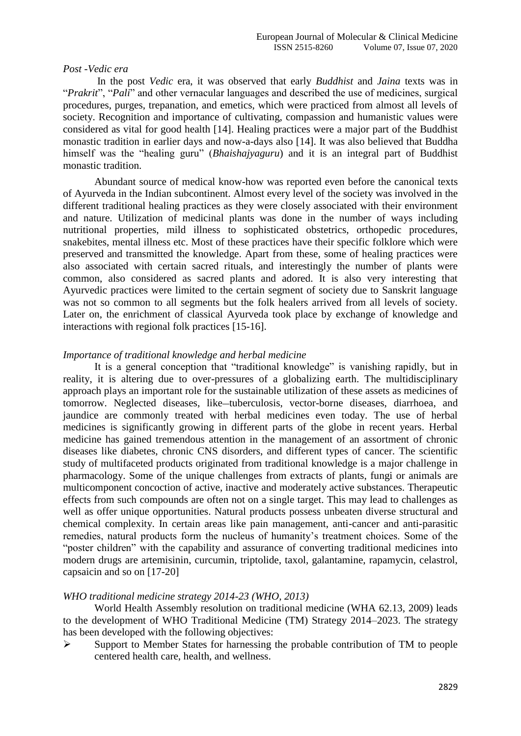*Post -Vedic era*

In the post *Vedic* era, it was observed that early *Buddhist* and *Jaina* texts was in "*Prakrit*", "*Pali*" and other vernacular languages and described the use of medicines, surgical procedures, purges, trepanation, and emetics, which were practiced from almost all levels of society. Recognition and importance of cultivating, compassion and humanistic values were considered as vital for good health [14]. Healing practices were a major part of the Buddhist monastic tradition in earlier days and now-a-days also [14]. It was also believed that Buddha himself was the "healing guru" (*Bhaishajyaguru*) and it is an integral part of Buddhist monastic tradition.

Abundant source of medical know-how was reported even before the canonical texts of Ayurveda in the Indian subcontinent. Almost every level of the society was involved in the different traditional healing practices as they were closely associated with their environment and nature. Utilization of medicinal plants was done in the number of ways including nutritional properties, mild illness to sophisticated obstetrics, orthopedic procedures, snakebites, mental illness etc. Most of these practices have their specific folklore which were preserved and transmitted the knowledge. Apart from these, some of healing practices were also associated with certain sacred rituals, and interestingly the number of plants were common, also considered as sacred plants and adored. It is also very interesting that Ayurvedic practices were limited to the certain segment of society due to Sanskrit language was not so common to all segments but the folk healers arrived from all levels of society. Later on, the enrichment of classical Ayurveda took place by exchange of knowledge and interactions with regional folk practices [15-16].

*Importance of traditional knowledge and herbal medicine*

It is a general conception that "traditional knowledge" is vanishing rapidly, but in reality, it is altering due to over-pressures of a globalizing earth. The multidisciplinary approach plays an important role for the sustainable utilization of these assets as medicines of tomorrow. Neglected diseases, like–tuberculosis, vector-borne diseases, diarrhoea, and jaundice are commonly treated with herbal medicines even today. The use of herbal medicines is significantly growing in different parts of the globe in recent years. Herbal medicine has gained tremendous attention in the management of an assortment of chronic diseases like diabetes, chronic CNS disorders, and different types of cancer. The scientific study of multifaceted products originated from traditional knowledge is a major challenge in pharmacology. Some of the unique challenges from extracts of plants, fungi or animals are multicomponent concoction of active, inactive and moderately active substances. Therapeutic effects from such compounds are often not on a single target. This may lead to challenges as well as offer unique opportunities. Natural products possess unbeaten diverse structural and chemical complexity. In certain areas like pain management, anti-cancer and anti-parasitic remedies, natural products form the nucleus of humanity's treatment choices. Some of the "poster children" with the capability and assurance of converting traditional medicines into modern drugs are artemisinin, curcumin, triptolide, taxol, galantamine, rapamycin, celastrol, capsaicin and so on [17-20]

*WHO traditional medicine strategy 2014-23 (WHO, 2013)*

World Health Assembly resolution on traditional medicine (WHA 62.13, 2009) leads to the development of WHO Traditional Medicine (TM) Strategy 2014–2023. The strategy has been developed with the following objectives:

- Support to Member States for harnessing the probable contribution of TM to people centered health care, health, and wellness.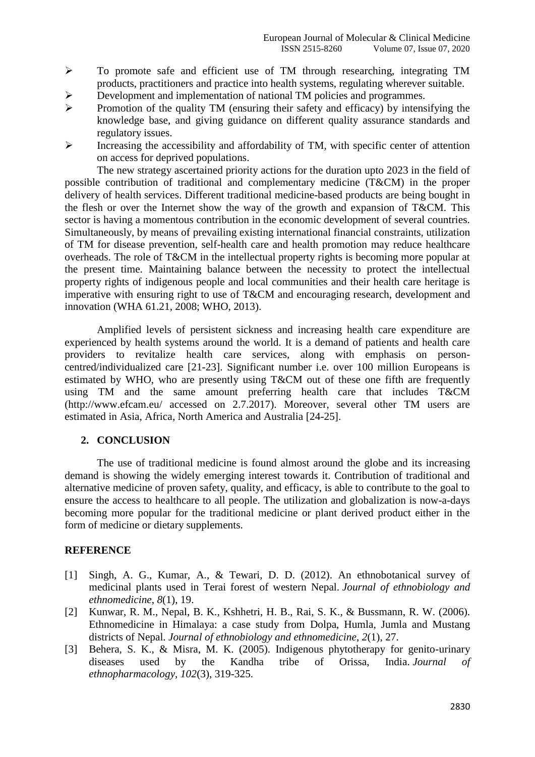- To promote safe and efficient use of TM through researching, integrating TM products, practitioners and practice into health systems, regulating wherever suitable.
- Development and implementation of national TM policies and programmes.
- Promotion of the quality TM (ensuring their safety and efficacy) by intensifying the knowledge base, and giving guidance on different quality assurance standards and regulatory issues.
- Increasing the accessibility and affordability of TM, with specific center of attention on access for deprived populations.

The new strategy ascertained priority actions for the duration upto 2023 in the field of possible contribution of traditional and complementary medicine (T&CM) in the proper delivery of health services. Different traditional medicine-based products are being bought in the flesh or over the Internet show the way of the growth and expansion of T&CM. This sector is having a momentous contribution in the economic development of several countries. Simultaneously, by means of prevailing existing international financial constraints, utilization of TM for disease prevention, self-health care and health promotion may reduce healthcare overheads. The role of T&CM in the intellectual property rights is becoming more popular at the present time. Maintaining balance between the necessity to protect the intellectual property rights of indigenous people and local communities and their health care heritage is imperative with ensuring right to use of T&CM and encouraging research, development and innovation (WHA 61.21, 2008; WHO, 2013).

Amplified levels of persistent sickness and increasing health care expenditure are experienced by health systems around the world. It is a demand of patients and health care providers to revitalize health care services, along with emphasis on person-centred/individualized care [21-23]. Significant number i.e. over 100 million Europeans is estimated by WHO, who are presently using T&CM out of these one fifth are frequently using TM and the same amount preferring health care that includes T&CM (http://www.efcam.eu/ accessed on 2.7.2017). Moreover, several other TM users are estimated in Asia, Africa, North America and Australia [24-25].

## 2. CONCLUSION

The use of traditional medicine is found almost around the globe and its increasing demand is showing the widely emerging interest towards it. Contribution of traditional and alternative medicine of proven safety, quality, and efficacy, is able to contribute to the goal to ensure the access to healthcare to all people. The utilization and globalization is now-a-days becoming more popular for the traditional medicine or plant derived product either in the form of medicine or dietary supplements.

## REFERENCE

[1] Singh, A. G., Kumar, A., & Tewari, D. D. (2012). An ethnobotanical survey of medicinal plants used in Terai forest of western Nepal. *Journal of ethnobiology and ethnomedicine*, *8*(1), 19.

[2] Kunwar, R. M., Nepal, B. K., Kshhetri, H. B., Rai, S. K., & Bussmann, R. W. (2006). Ethnomedicine in Himalaya: a case study from Dolpa, Humla, Jumla and Mustang districts of Nepal. *Journal of ethnobiology and ethnomedicine*, *2*(1), 27.

[3] Behera, S. K., & Misra, M. K. (2005). Indigenous phytotherapy for genito-urinary diseases used by the Kandha tribe of Orissa, India. *Journal of ethnopharmacology*, *102*(3), 319-325.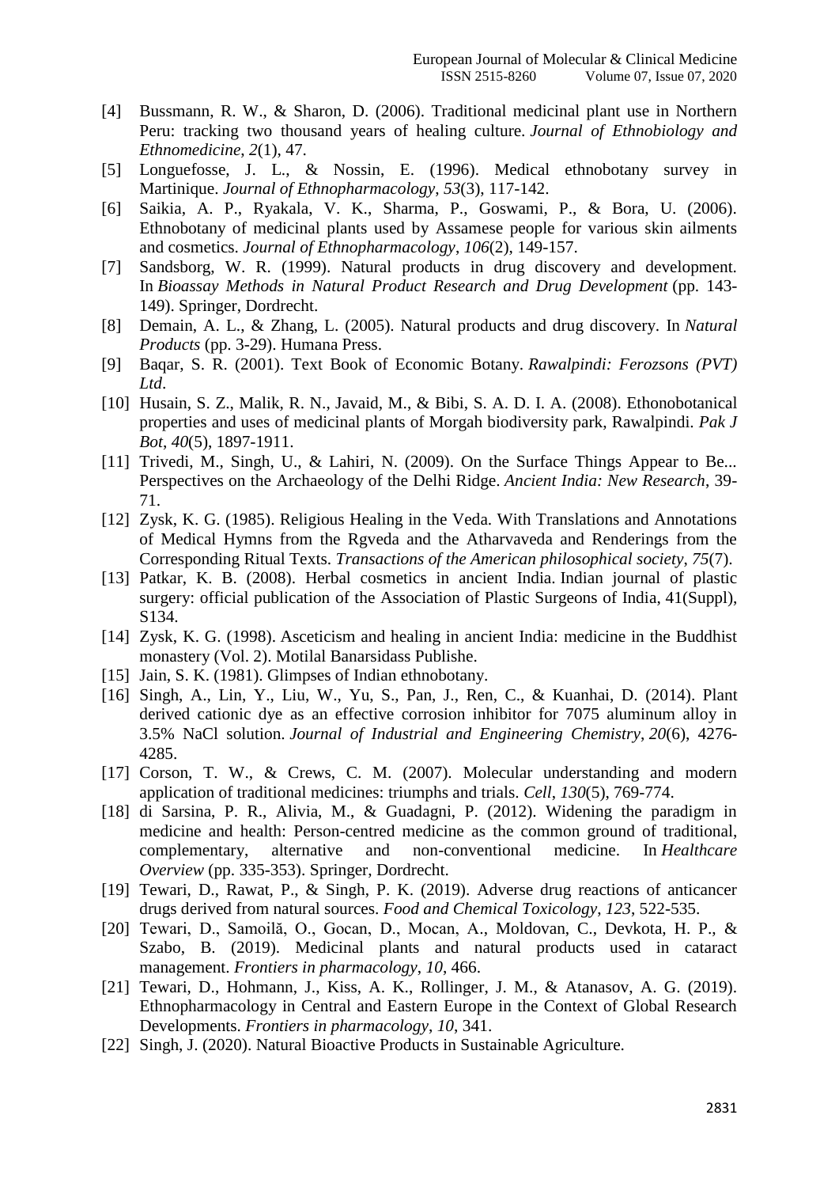[4] Bussmann, R. W., & Sharon, D. (2006). Traditional medicinal plant use in Northern Peru: tracking two thousand years of healing culture. *Journal of Ethnobiology and Ethnomedicine*, *2*(1), 47.

[5] Longuefosse, J. L., & Nossin, E. (1996). Medical ethnobotany survey in Martinique. *Journal of Ethnopharmacology*, *53*(3), 117-142.

[6] Saikia, A. P., Ryakala, V. K., Sharma, P., Goswami, P., & Bora, U. (2006). Ethnobotany of medicinal plants used by Assamese people for various skin ailments and cosmetics. *Journal of Ethnopharmacology*, *106*(2), 149-157.

[7] Sandsborg, W. R. (1999). Natural products in drug discovery and development. In *Bioassay Methods in Natural Product Research and Drug Development* (pp. 143-149). Springer, Dordrecht.

[8] Demain, A. L., & Zhang, L. (2005). Natural products and drug discovery. In *Natural Products* (pp. 3-29). Humana Press.

[9] Baqar, S. R. (2001). Text Book of Economic Botany. *Rawalpindi: Ferozsons (PVT) Ltd*.

[10] Husain, S. Z., Malik, R. N., Javaid, M., & Bibi, S. A. D. I. A. (2008). Ethonobotanical properties and uses of medicinal plants of Morgah biodiversity park, Rawalpindi. *Pak J Bot*, *40*(5), 1897-1911.

[11] Trivedi, M., Singh, U., & Lahiri, N. (2009). On the Surface Things Appear to Be... Perspectives on the Archaeology of the Delhi Ridge. *Ancient India: New Research*, 39-71.

[12] Zysk, K. G. (1985). Religious Healing in the Veda. With Translations and Annotations of Medical Hymns from the Rgveda and the Atharvaveda and Renderings from the Corresponding Ritual Texts. *Transactions of the American philosophical society*, *75*(7).

[13] Patkar, K. B. (2008). Herbal cosmetics in ancient India. Indian journal of plastic surgery: official publication of the Association of Plastic Surgeons of India, 41(Suppl), S134.

[14] Zysk, K. G. (1998). Asceticism and healing in ancient India: medicine in the Buddhist monastery (Vol. 2). Motilal Banarsidass Publishe.

[15] Jain, S. K. (1981). Glimpses of Indian ethnobotany.

[16] Singh, A., Lin, Y., Liu, W., Yu, S., Pan, J., Ren, C., & Kuanhai, D. (2014). Plant derived cationic dye as an effective corrosion inhibitor for 7075 aluminum alloy in 3.5% NaCl solution. *Journal of Industrial and Engineering Chemistry*, *20*(6), 4276-4285.

[17] Corson, T. W., & Crews, C. M. (2007). Molecular understanding and modern application of traditional medicines: triumphs and trials. *Cell*, *130*(5), 769-774.

[18] di Sarsina, P. R., Alivia, M., & Guadagni, P. (2012). Widening the paradigm in medicine and health: Person-centred medicine as the common ground of traditional, complementary, alternative and non-conventional medicine. In *Healthcare Overview* (pp. 335-353). Springer, Dordrecht.

[19] Tewari, D., Rawat, P., & Singh, P. K. (2019). Adverse drug reactions of anticancer drugs derived from natural sources. *Food and Chemical Toxicology*, *123*, 522-535.

[20] Tewari, D., Samoilă, O., Gocan, D., Mocan, A., Moldovan, C., Devkota, H. P., & Szabo, B. (2019). Medicinal plants and natural products used in cataract management. *Frontiers in pharmacology*, *10*, 466.

[21] Tewari, D., Hohmann, J., Kiss, A. K., Rollinger, J. M., & Atanasov, A. G. (2019). Ethnopharmacology in Central and Eastern Europe in the Context of Global Research Developments. *Frontiers in pharmacology*, *10*, 341.

[22] Singh, J. (2020). Natural Bioactive Products in Sustainable Agriculture.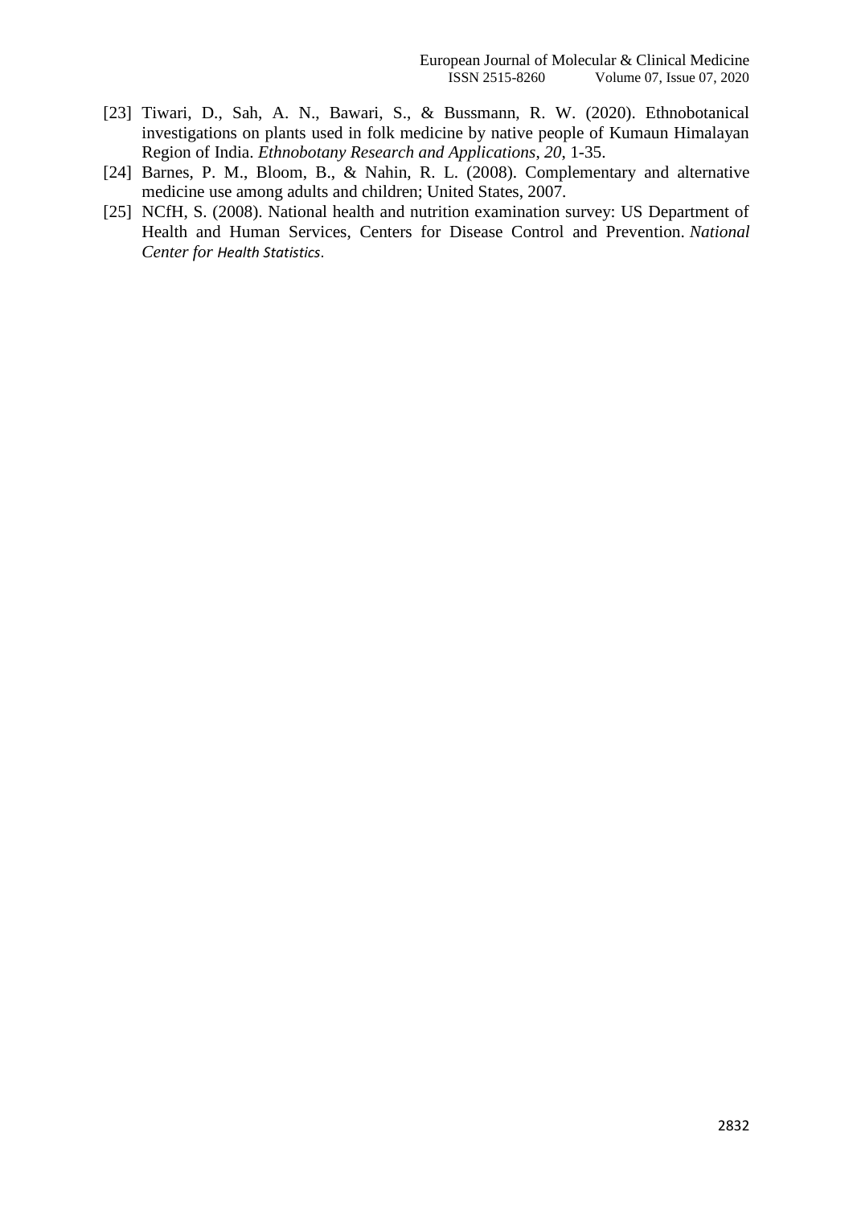[23] Tiwari, D., Sah, A. N., Bawari, S., & Bussmann, R. W. (2020). Ethnobotanical investigations on plants used in folk medicine by native people of Kumaun Himalayan Region of India. *Ethnobotany Research and Applications*, *20*, 1-35.

[24] Barnes, P. M., Bloom, B., & Nahin, R. L. (2008). Complementary and alternative medicine use among adults and children; United States, 2007.

[25] NCfH, S. (2008). National health and nutrition examination survey: US Department of Health and Human Services, Centers for Disease Control and Prevention. *National Center for Health Statistics*.